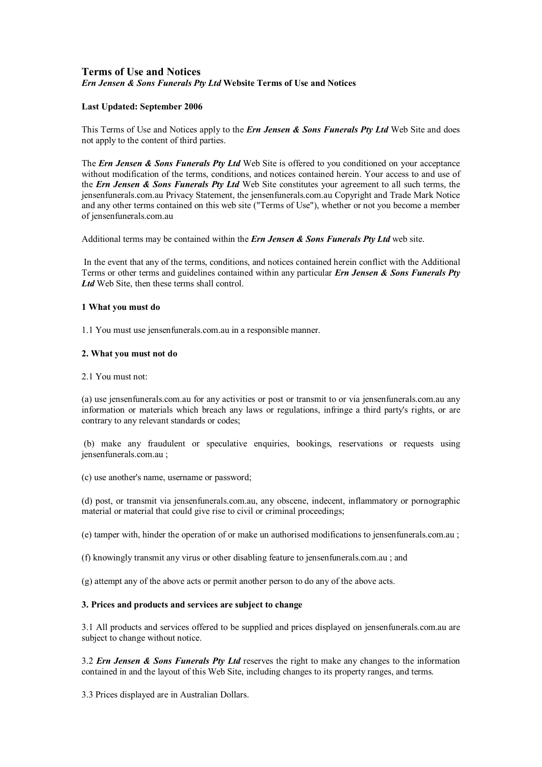# Terms of Use and Notices

***Ern Jensen & Sons Funerals Pty Ltd* Website Terms of Use and Notices**

**Last Updated: September 2006**

This Terms of Use and Notices apply to the ***Ern Jensen & Sons Funerals Pty Ltd*** Web Site and does not apply to the content of third parties.

The ***Ern Jensen & Sons Funerals Pty Ltd*** Web Site is offered to you conditioned on your acceptance without modification of the terms, conditions, and notices contained herein. Your access to and use of the ***Ern Jensen & Sons Funerals Pty Ltd*** Web Site constitutes your agreement to all such terms, the jensenfunerals.com.au Privacy Statement, the jensenfunerals.com.au Copyright and Trade Mark Notice and any other terms contained on this web site ("Terms of Use"), whether or not you become a member of jensenfunerals.com.au

Additional terms may be contained within the ***Ern Jensen & Sons Funerals Pty Ltd*** web site.

In the event that any of the terms, conditions, and notices contained herein conflict with the Additional Terms or other terms and guidelines contained within any particular ***Ern Jensen & Sons Funerals Pty Ltd*** Web Site, then these terms shall control.

**1 What you must do**

1.1 You must use jensenfunerals.com.au in a responsible manner.

**2. What you must not do**

2.1 You must not:

(a) use jensenfunerals.com.au for any activities or post or transmit to or via jensenfunerals.com.au any information or materials which breach any laws or regulations, infringe a third party's rights, or are contrary to any relevant standards or codes;

(b) make any fraudulent or speculative enquiries, bookings, reservations or requests using jensenfunerals.com.au ;

(c) use another's name, username or password;

(d) post, or transmit via jensenfunerals.com.au, any obscene, indecent, inflammatory or pornographic material or material that could give rise to civil or criminal proceedings;

(e) tamper with, hinder the operation of or make un authorised modifications to jensenfunerals.com.au ;

(f) knowingly transmit any virus or other disabling feature to jensenfunerals.com.au ; and

(g) attempt any of the above acts or permit another person to do any of the above acts.

**3. Prices and products and services are subject to change**

3.1 All products and services offered to be supplied and prices displayed on jensenfunerals.com.au are subject to change without notice.

3.2 ***Ern Jensen & Sons Funerals Pty Ltd*** reserves the right to make any changes to the information contained in and the layout of this Web Site, including changes to its property ranges, and terms.

3.3 Prices displayed are in Australian Dollars.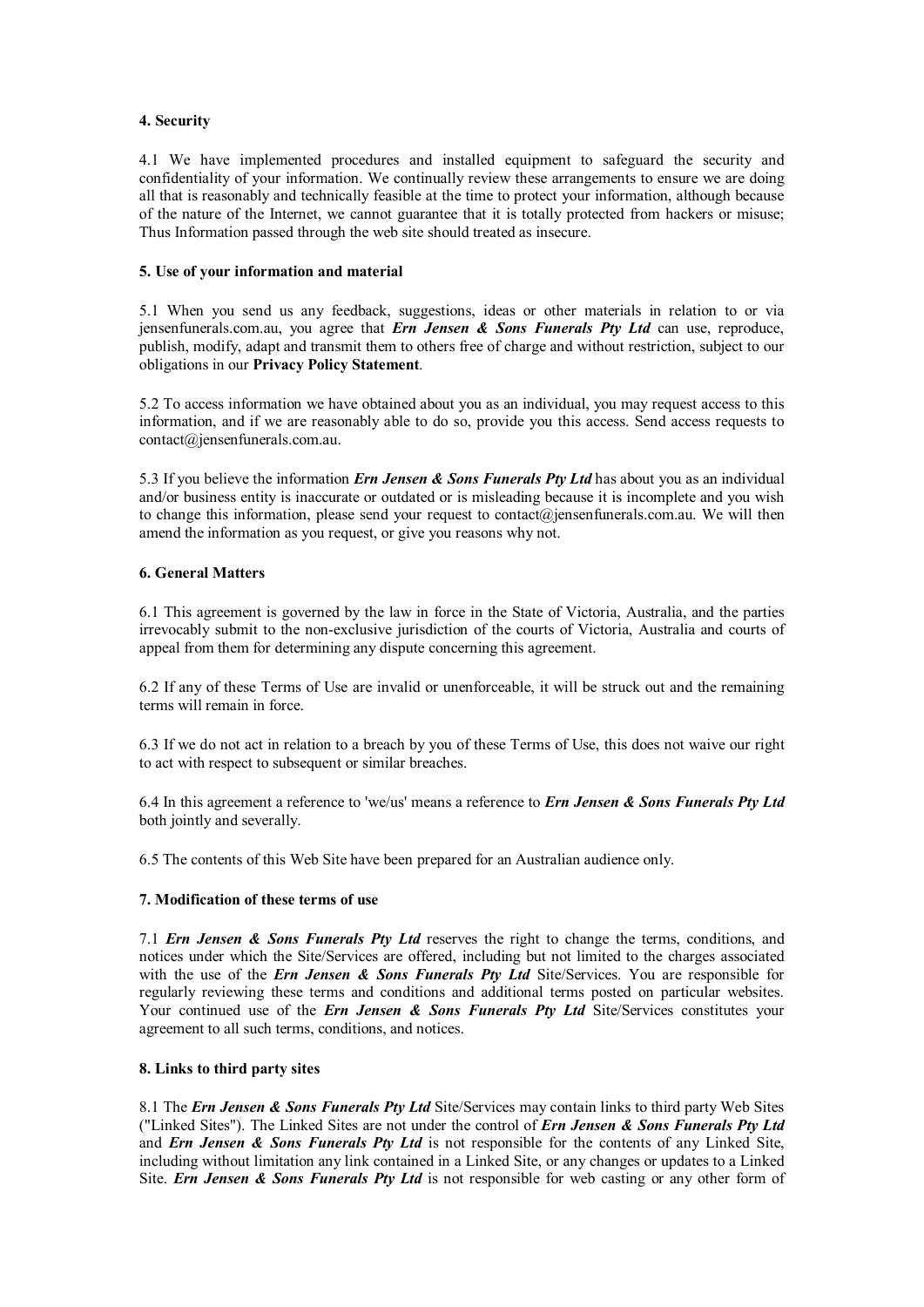**4. Security**

4.1 We have implemented procedures and installed equipment to safeguard the security and confidentiality of your information. We continually review these arrangements to ensure we are doing all that is reasonably and technically feasible at the time to protect your information, although because of the nature of the Internet, we cannot guarantee that it is totally protected from hackers or misuse; Thus Information passed through the web site should treated as insecure.

**5. Use of your information and material**

5.1 When you send us any feedback, suggestions, ideas or other materials in relation to or via jensenfunerals.com.au, you agree that ***Ern Jensen & Sons Funerals Pty Ltd*** can use, reproduce, publish, modify, adapt and transmit them to others free of charge and without restriction, subject to our obligations in our **Privacy Policy Statement**.

5.2 To access information we have obtained about you as an individual, you may request access to this information, and if we are reasonably able to do so, provide you this access. Send access requests to contact@jensenfunerals.com.au.

5.3 If you believe the information ***Ern Jensen & Sons Funerals Pty Ltd*** has about you as an individual and/or business entity is inaccurate or outdated or is misleading because it is incomplete and you wish to change this information, please send your request to contact@jensenfunerals.com.au. We will then amend the information as you request, or give you reasons why not.

**6. General Matters**

6.1 This agreement is governed by the law in force in the State of Victoria, Australia, and the parties irrevocably submit to the non-exclusive jurisdiction of the courts of Victoria, Australia and courts of appeal from them for determining any dispute concerning this agreement.

6.2 If any of these Terms of Use are invalid or unenforceable, it will be struck out and the remaining terms will remain in force.

6.3 If we do not act in relation to a breach by you of these Terms of Use, this does not waive our right to act with respect to subsequent or similar breaches.

6.4 In this agreement a reference to 'we/us' means a reference to ***Ern Jensen & Sons Funerals Pty Ltd*** both jointly and severally.

6.5 The contents of this Web Site have been prepared for an Australian audience only.

**7. Modification of these terms of use**

7.1 ***Ern Jensen & Sons Funerals Pty Ltd*** reserves the right to change the terms, conditions, and notices under which the Site/Services are offered, including but not limited to the charges associated with the use of the ***Ern Jensen & Sons Funerals Pty Ltd*** Site/Services. You are responsible for regularly reviewing these terms and conditions and additional terms posted on particular websites. Your continued use of the ***Ern Jensen & Sons Funerals Pty Ltd*** Site/Services constitutes your agreement to all such terms, conditions, and notices.

**8. Links to third party sites**

8.1 The ***Ern Jensen & Sons Funerals Pty Ltd*** Site/Services may contain links to third party Web Sites ("Linked Sites"). The Linked Sites are not under the control of ***Ern Jensen & Sons Funerals Pty Ltd*** and ***Ern Jensen & Sons Funerals Pty Ltd*** is not responsible for the contents of any Linked Site, including without limitation any link contained in a Linked Site, or any changes or updates to a Linked Site. ***Ern Jensen & Sons Funerals Pty Ltd*** is not responsible for web casting or any other form of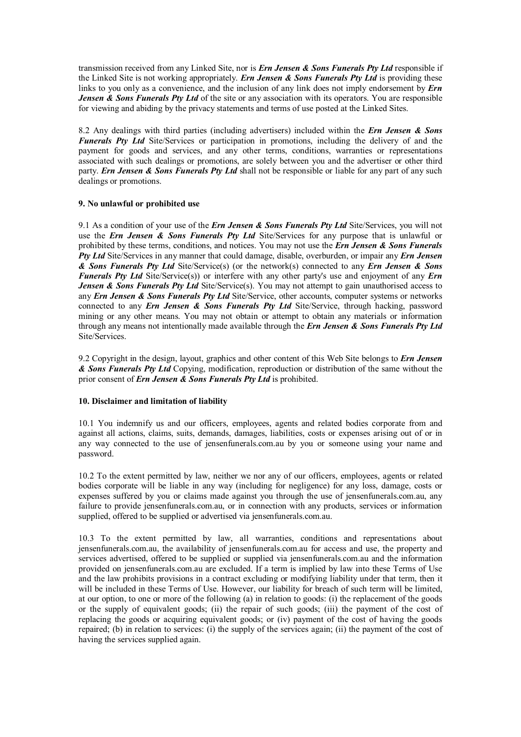transmission received from any Linked Site, nor is ***Ern Jensen & Sons Funerals Pty Ltd*** responsible if the Linked Site is not working appropriately. ***Ern Jensen & Sons Funerals Pty Ltd*** is providing these links to you only as a convenience, and the inclusion of any link does not imply endorsement by ***Ern Jensen & Sons Funerals Pty Ltd*** of the site or any association with its operators. You are responsible for viewing and abiding by the privacy statements and terms of use posted at the Linked Sites.

8.2 Any dealings with third parties (including advertisers) included within the ***Ern Jensen & Sons Funerals Pty Ltd*** Site/Services or participation in promotions, including the delivery of and the payment for goods and services, and any other terms, conditions, warranties or representations associated with such dealings or promotions, are solely between you and the advertiser or other third party. ***Ern Jensen & Sons Funerals Pty Ltd*** shall not be responsible or liable for any part of any such dealings or promotions.

**9. No unlawful or prohibited use**

9.1 As a condition of your use of the ***Ern Jensen & Sons Funerals Pty Ltd*** Site/Services, you will not use the ***Ern Jensen & Sons Funerals Pty Ltd*** Site/Services for any purpose that is unlawful or prohibited by these terms, conditions, and notices. You may not use the ***Ern Jensen & Sons Funerals Pty Ltd*** Site/Services in any manner that could damage, disable, overburden, or impair any ***Ern Jensen & Sons Funerals Pty Ltd*** Site/Service(s) (or the network(s) connected to any ***Ern Jensen & Sons Funerals Pty Ltd*** Site/Service(s)) or interfere with any other party's use and enjoyment of any ***Ern Jensen & Sons Funerals Pty Ltd*** Site/Service(s). You may not attempt to gain unauthorised access to any ***Ern Jensen & Sons Funerals Pty Ltd*** Site/Service, other accounts, computer systems or networks connected to any ***Ern Jensen & Sons Funerals Pty Ltd*** Site/Service, through hacking, password mining or any other means. You may not obtain or attempt to obtain any materials or information through any means not intentionally made available through the ***Ern Jensen & Sons Funerals Pty Ltd*** Site/Services.

9.2 Copyright in the design, layout, graphics and other content of this Web Site belongs to ***Ern Jensen & Sons Funerals Pty Ltd*** Copying, modification, reproduction or distribution of the same without the prior consent of ***Ern Jensen & Sons Funerals Pty Ltd*** is prohibited.

**10. Disclaimer and limitation of liability**

10.1 You indemnify us and our officers, employees, agents and related bodies corporate from and against all actions, claims, suits, demands, damages, liabilities, costs or expenses arising out of or in any way connected to the use of jensenfunerals.com.au by you or someone using your name and password.

10.2 To the extent permitted by law, neither we nor any of our officers, employees, agents or related bodies corporate will be liable in any way (including for negligence) for any loss, damage, costs or expenses suffered by you or claims made against you through the use of jensenfunerals.com.au, any failure to provide jensenfunerals.com.au, or in connection with any products, services or information supplied, offered to be supplied or advertised via jensenfunerals.com.au.

10.3 To the extent permitted by law, all warranties, conditions and representations about jensenfunerals.com.au, the availability of jensenfunerals.com.au for access and use, the property and services advertised, offered to be supplied or supplied via jensenfunerals.com.au and the information provided on jensenfunerals.com.au are excluded. If a term is implied by law into these Terms of Use and the law prohibits provisions in a contract excluding or modifying liability under that term, then it will be included in these Terms of Use. However, our liability for breach of such term will be limited, at our option, to one or more of the following (a) in relation to goods: (i) the replacement of the goods or the supply of equivalent goods; (ii) the repair of such goods; (iii) the payment of the cost of replacing the goods or acquiring equivalent goods; or (iv) payment of the cost of having the goods repaired; (b) in relation to services: (i) the supply of the services again; (ii) the payment of the cost of having the services supplied again.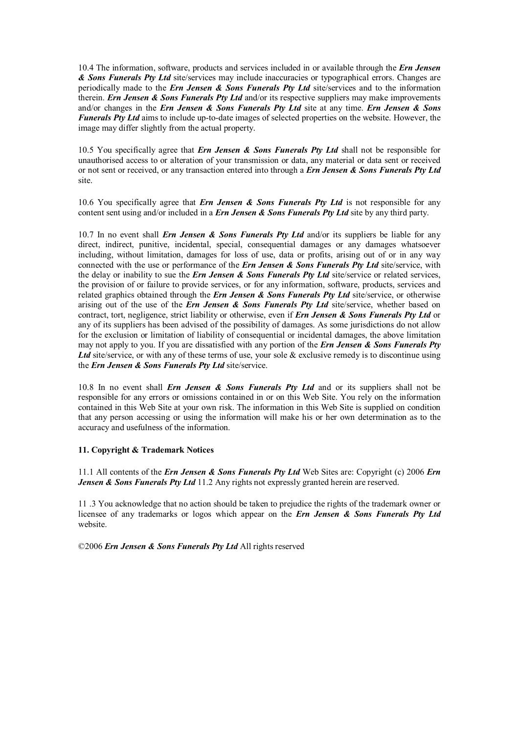10.4 The information, software, products and services included in or available through the ***Ern Jensen & Sons Funerals Pty Ltd*** site/services may include inaccuracies or typographical errors. Changes are periodically made to the ***Ern Jensen & Sons Funerals Pty Ltd*** site/services and to the information therein. ***Ern Jensen & Sons Funerals Pty Ltd*** and/or its respective suppliers may make improvements and/or changes in the ***Ern Jensen & Sons Funerals Pty Ltd*** site at any time. ***Ern Jensen & Sons Funerals Pty Ltd*** aims to include up-to-date images of selected properties on the website. However, the image may differ slightly from the actual property.

10.5 You specifically agree that ***Ern Jensen & Sons Funerals Pty Ltd*** shall not be responsible for unauthorised access to or alteration of your transmission or data, any material or data sent or received or not sent or received, or any transaction entered into through a ***Ern Jensen & Sons Funerals Pty Ltd*** site.

10.6 You specifically agree that ***Ern Jensen & Sons Funerals Pty Ltd*** is not responsible for any content sent using and/or included in a ***Ern Jensen & Sons Funerals Pty Ltd*** site by any third party.

10.7 In no event shall ***Ern Jensen & Sons Funerals Pty Ltd*** and/or its suppliers be liable for any direct, indirect, punitive, incidental, special, consequential damages or any damages whatsoever including, without limitation, damages for loss of use, data or profits, arising out of or in any way connected with the use or performance of the ***Ern Jensen & Sons Funerals Pty Ltd*** site/service, with the delay or inability to sue the ***Ern Jensen & Sons Funerals Pty Ltd*** site/service or related services, the provision of or failure to provide services, or for any information, software, products, services and related graphics obtained through the ***Ern Jensen & Sons Funerals Pty Ltd*** site/service, or otherwise arising out of the use of the ***Ern Jensen & Sons Funerals Pty Ltd*** site/service, whether based on contract, tort, negligence, strict liability or otherwise, even if ***Ern Jensen & Sons Funerals Pty Ltd*** or any of its suppliers has been advised of the possibility of damages. As some jurisdictions do not allow for the exclusion or limitation of liability of consequential or incidental damages, the above limitation may not apply to you. If you are dissatisfied with any portion of the ***Ern Jensen & Sons Funerals Pty Ltd*** site/service, or with any of these terms of use, your sole & exclusive remedy is to discontinue using the ***Ern Jensen & Sons Funerals Pty Ltd*** site/service.

10.8 In no event shall ***Ern Jensen & Sons Funerals Pty Ltd*** and or its suppliers shall not be responsible for any errors or omissions contained in or on this Web Site. You rely on the information contained in this Web Site at your own risk. The information in this Web Site is supplied on condition that any person accessing or using the information will make his or her own determination as to the accuracy and usefulness of the information.

**11. Copyright & Trademark Notices**

11.1 All contents of the ***Ern Jensen & Sons Funerals Pty Ltd*** Web Sites are: Copyright (c) 2006 ***Ern Jensen & Sons Funerals Pty Ltd*** 11.2 Any rights not expressly granted herein are reserved.

11 .3 You acknowledge that no action should be taken to prejudice the rights of the trademark owner or licensee of any trademarks or logos which appear on the ***Ern Jensen & Sons Funerals Pty Ltd*** website.

©2006 ***Ern Jensen & Sons Funerals Pty Ltd*** All rights reserved